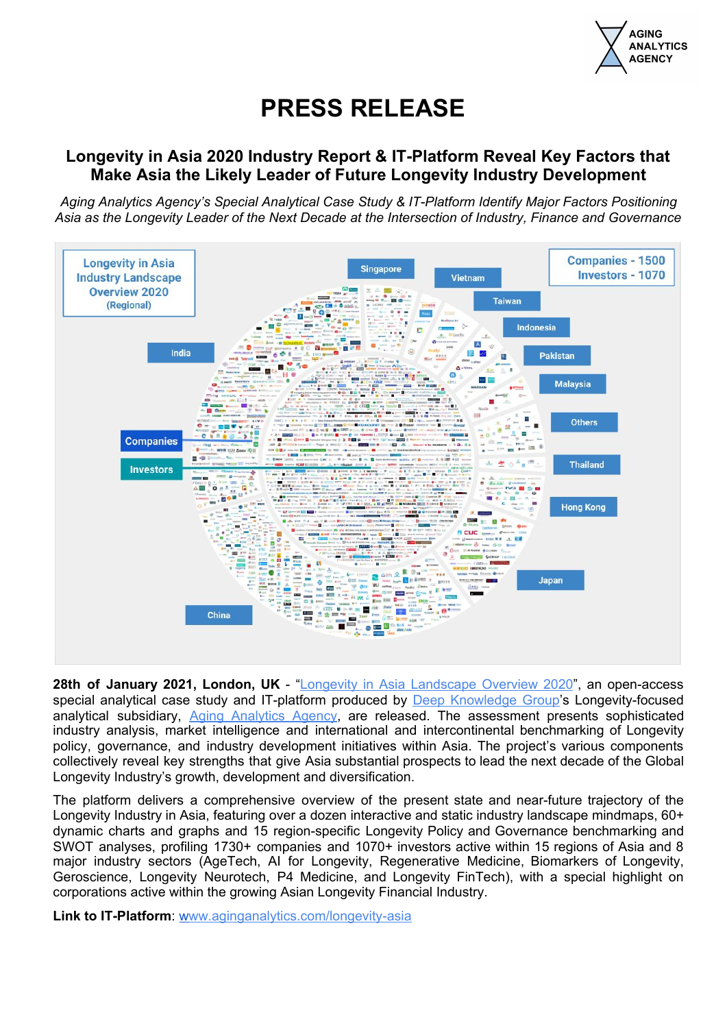# PRESS RELEASE

## Longevity in Asia 2020 Industry Report & IT-Platform Reveal Key Factors that Make Asia the Likely Leader of Future Longevity Industry Development

*Aging Analytics Agency's Special Analytical Case Study & IT-Platform Identify Major Factors Positioning Asia as the Longevity Leader of the Next Decade at the Intersection of Industry, Finance and Governance*

**28th of January 2021, London, UK** - "Longevity in Asia Landscape Overview 2020", an open-access special analytical case study and IT-platform produced by Deep Knowledge Group's Longevity-focused analytical subsidiary, Aging Analytics Agency, are released. The assessment presents sophisticated industry analysis, market intelligence and international and intercontinental benchmarking of Longevity policy, governance, and industry development initiatives within Asia. The project's various components collectively reveal key strengths that give Asia substantial prospects to lead the next decade of the Global Longevity Industry's growth, development and diversification.

The platform delivers a comprehensive overview of the present state and near-future trajectory of the Longevity Industry in Asia, featuring over a dozen interactive and static industry landscape mindmaps, 60+ dynamic charts and graphs and 15 region-specific Longevity Policy and Governance benchmarking and SWOT analyses, profiling 1730+ companies and 1070+ investors active within 15 regions of Asia and 8 major industry sectors (AgeTech, AI for Longevity, Regenerative Medicine, Biomarkers of Longevity, Geroscience, Longevity Neurotech, P4 Medicine, and Longevity FinTech), with a special highlight on corporations active within the growing Asian Longevity Financial Industry.

**Link to IT-Platform**: www.aginganalytics.com/longevity-asia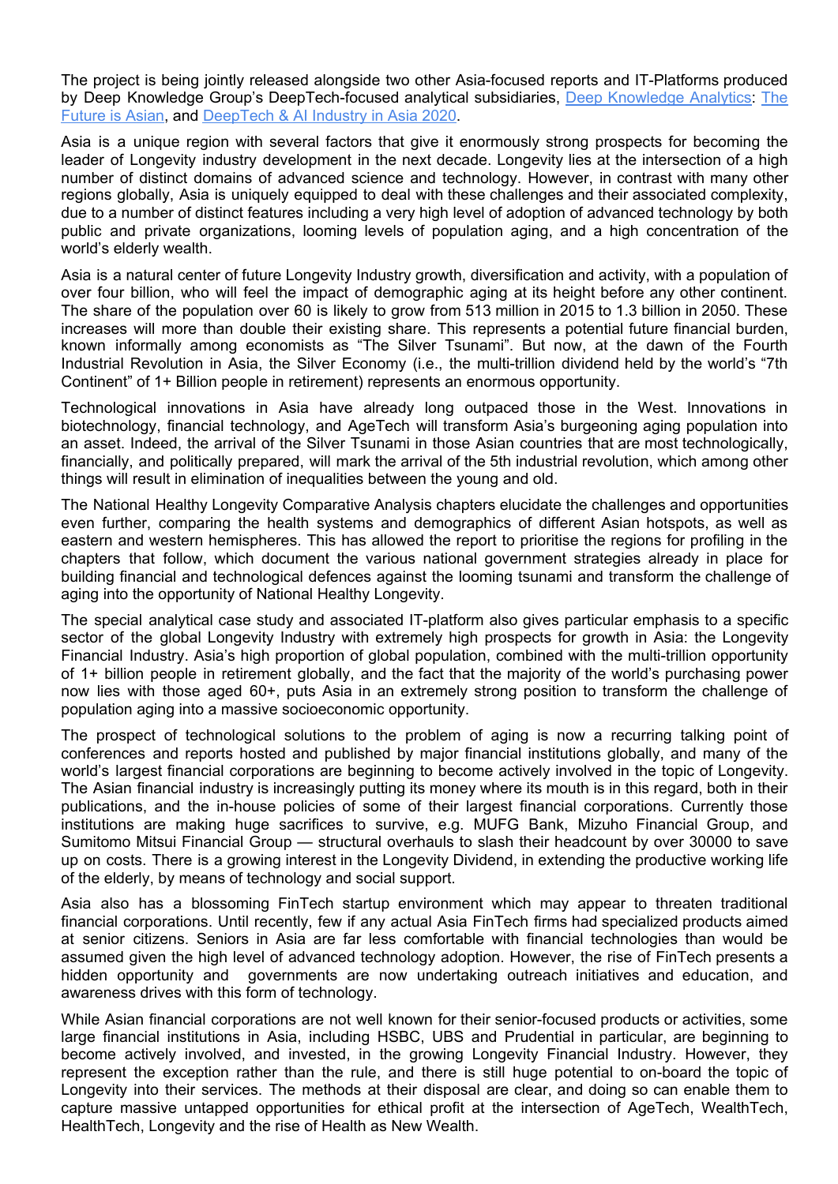The project is being jointly released alongside two other Asia-focused reports and IT-Platforms produced by Deep Knowledge Group's DeepTech-focused analytical subsidiaries, Deep Knowledge Analytics: The Future is Asian, and DeepTech & AI Industry in Asia 2020.

Asia is a unique region with several factors that give it enormously strong prospects for becoming the leader of Longevity industry development in the next decade. Longevity lies at the intersection of a high number of distinct domains of advanced science and technology. However, in contrast with many other regions globally, Asia is uniquely equipped to deal with these challenges and their associated complexity, due to a number of distinct features including a very high level of adoption of advanced technology by both public and private organizations, looming levels of population aging, and a high concentration of the world's elderly wealth.

Asia is a natural center of future Longevity Industry growth, diversification and activity, with a population of over four billion, who will feel the impact of demographic aging at its height before any other continent. The share of the population over 60 is likely to grow from 513 million in 2015 to 1.3 billion in 2050. These increases will more than double their existing share. This represents a potential future financial burden, known informally among economists as "The Silver Tsunami". But now, at the dawn of the Fourth Industrial Revolution in Asia, the Silver Economy (i.e., the multi-trillion dividend held by the world's "7th Continent" of 1+ Billion people in retirement) represents an enormous opportunity.

Technological innovations in Asia have already long outpaced those in the West. Innovations in biotechnology, financial technology, and AgeTech will transform Asia's burgeoning aging population into an asset. Indeed, the arrival of the Silver Tsunami in those Asian countries that are most technologically, financially, and politically prepared, will mark the arrival of the 5th industrial revolution, which among other things will result in elimination of inequalities between the young and old.

The National Healthy Longevity Comparative Analysis chapters elucidate the challenges and opportunities even further, comparing the health systems and demographics of different Asian hotspots, as well as eastern and western hemispheres. This has allowed the report to prioritise the regions for profiling in the chapters that follow, which document the various national government strategies already in place for building financial and technological defences against the looming tsunami and transform the challenge of aging into the opportunity of National Healthy Longevity.

The special analytical case study and associated IT-platform also gives particular emphasis to a specific sector of the global Longevity Industry with extremely high prospects for growth in Asia: the Longevity Financial Industry. Asia's high proportion of global population, combined with the multi-trillion opportunity of 1+ billion people in retirement globally, and the fact that the majority of the world's purchasing power now lies with those aged 60+, puts Asia in an extremely strong position to transform the challenge of population aging into a massive socioeconomic opportunity.

The prospect of technological solutions to the problem of aging is now a recurring talking point of conferences and reports hosted and published by major financial institutions globally, and many of the world's largest financial corporations are beginning to become actively involved in the topic of Longevity. The Asian financial industry is increasingly putting its money where its mouth is in this regard, both in their publications, and the in-house policies of some of their largest financial corporations. Currently those institutions are making huge sacrifices to survive, e.g. MUFG Bank, Mizuho Financial Group, and Sumitomo Mitsui Financial Group — structural overhauls to slash their headcount by over 30000 to save up on costs. There is a growing interest in the Longevity Dividend, in extending the productive working life of the elderly, by means of technology and social support.

Asia also has a blossoming FinTech startup environment which may appear to threaten traditional financial corporations. Until recently, few if any actual Asia FinTech firms had specialized products aimed at senior citizens. Seniors in Asia are far less comfortable with financial technologies than would be assumed given the high level of advanced technology adoption. However, the rise of FinTech presents a hidden opportunity and governments are now undertaking outreach initiatives and education, and awareness drives with this form of technology.

While Asian financial corporations are not well known for their senior-focused products or activities, some large financial institutions in Asia, including HSBC, UBS and Prudential in particular, are beginning to become actively involved, and invested, in the growing Longevity Financial Industry. However, they represent the exception rather than the rule, and there is still huge potential to on-board the topic of Longevity into their services. The methods at their disposal are clear, and doing so can enable them to capture massive untapped opportunities for ethical profit at the intersection of AgeTech, WealthTech, HealthTech, Longevity and the rise of Health as New Wealth.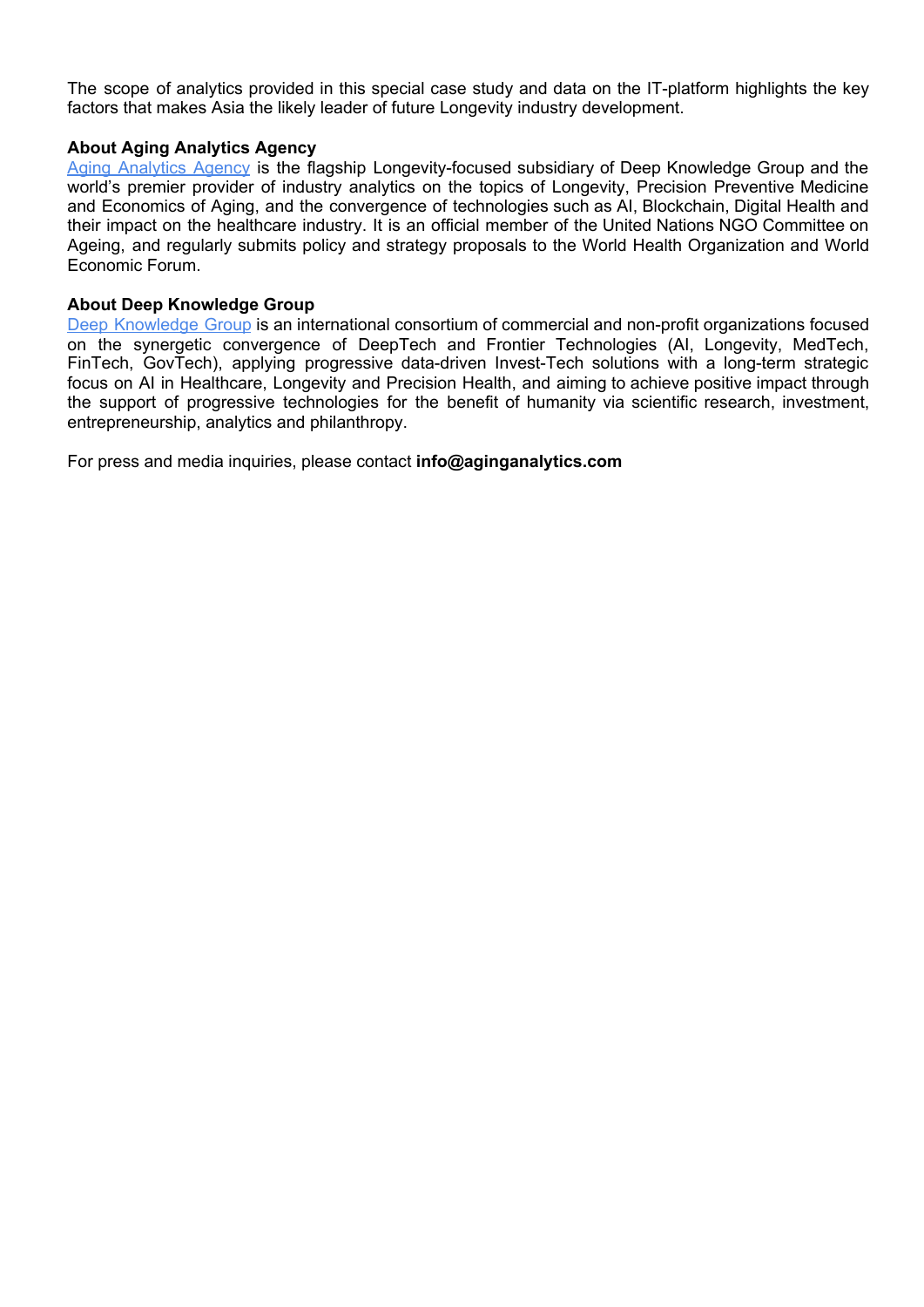The scope of analytics provided in this special case study and data on the IT-platform highlights the key factors that makes Asia the likely leader of future Longevity industry development.

**About Aging Analytics Agency**
[Aging Analytics Agency](https://www.aginganalytics.com) is the flagship Longevity-focused subsidiary of Deep Knowledge Group and the world's premier provider of industry analytics on the topics of Longevity, Precision Preventive Medicine and Economics of Aging, and the convergence of technologies such as AI, Blockchain, Digital Health and their impact on the healthcare industry. It is an official member of the United Nations NGO Committee on Ageing, and regularly submits policy and strategy proposals to the World Health Organization and World Economic Forum.

**About Deep Knowledge Group**
Deep Knowledge Group is an international consortium of commercial and non-profit organizations focused on the synergetic convergence of DeepTech and Frontier Technologies (AI, Longevity, MedTech, FinTech, GovTech), applying progressive data-driven Invest-Tech solutions with a long-term strategic focus on AI in Healthcare, Longevity and Precision Health, and aiming to achieve positive impact through the support of progressive technologies for the benefit of humanity via scientific research, investment, entrepreneurship, analytics and philanthropy.

For press and media inquiries, please contact **info@aginganalytics.com**